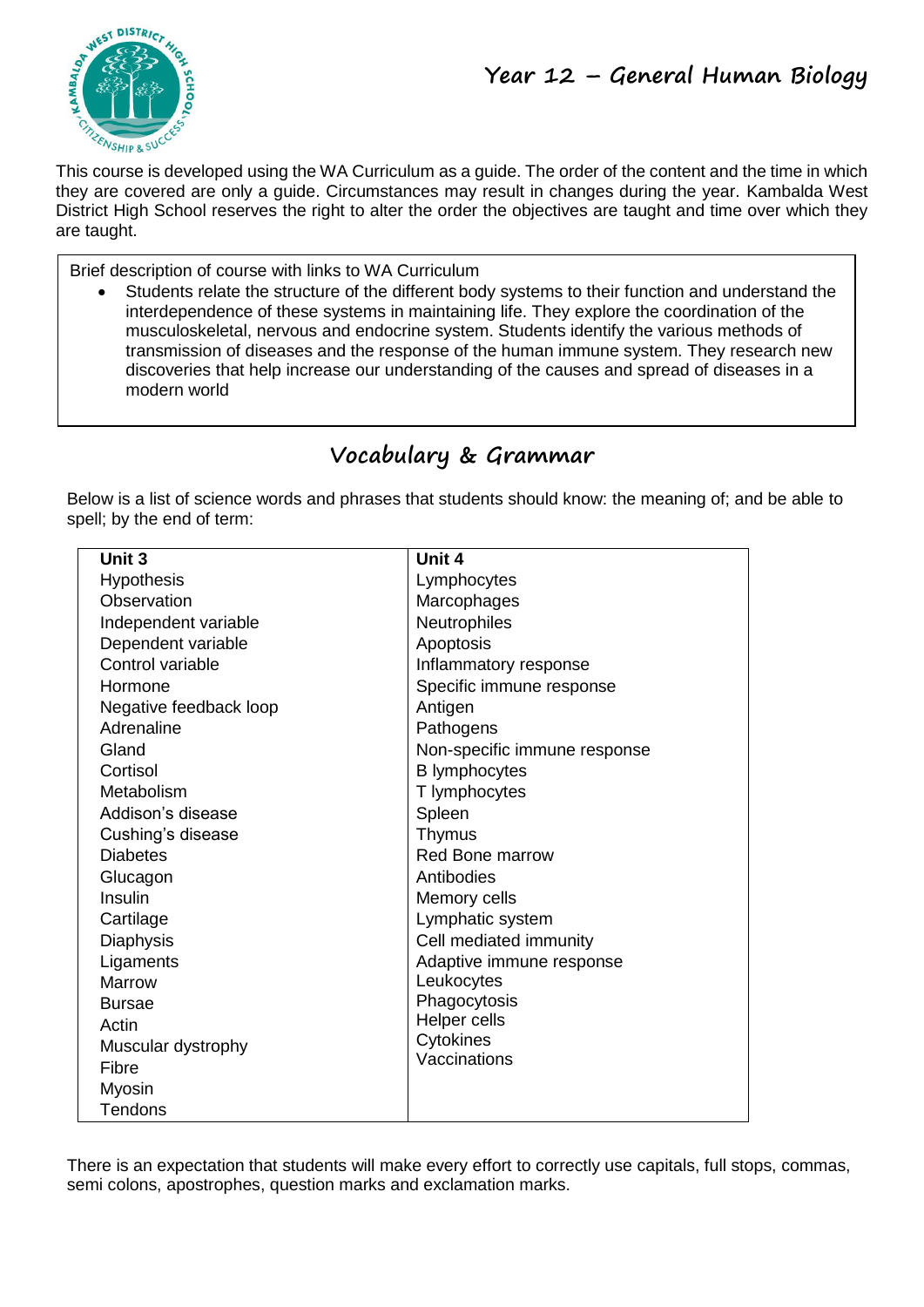# Year 12 – General Human Biology

This course is developed using the WA Curriculum as a guide. The order of the content and the time in which they are covered are only a guide. Circumstances may result in changes during the year. Kambalda West District High School reserves the right to alter the order the objectives are taught and time over which they are taught.

Brief description of course with links to WA Curriculum

- Students relate the structure of the different body systems to their function and understand the interdependence of these systems in maintaining life. They explore the coordination of the musculoskeletal, nervous and endocrine system. Students identify the various methods of transmission of diseases and the response of the human immune system. They research new discoveries that help increase our understanding of the causes and spread of diseases in a modern world

## Vocabulary & Grammar

Below is a list of science words and phrases that students should know: the meaning of; and be able to spell; by the end of term:

| Unit 3 | Unit 4 |
|---|---|
| Hypothesis | Lymphocytes |
| Observation | Marcophages |
| Independent variable | Neutrophiles |
| Dependent variable | Apoptosis |
| Control variable | Inflammatory response |
| Hormone | Specific immune response |
| Negative feedback loop | Antigen |
| Adrenaline | Pathogens |
| Gland | Non-specific immune response |
| Cortisol | B lymphocytes |
| Metabolism | T lymphocytes |
| Addison's disease | Spleen |
| Cushing's disease | Thymus |
| Diabetes | Red Bone marrow |
| Glucagon | Antibodies |
| Insulin | Memory cells |
| Cartilage | Lymphatic system |
| Diaphysis | Cell mediated immunity |
| Ligaments | Adaptive immune response |
| Marrow | Leukocytes |
| Bursae | Phagocytosis |
| Actin | Helper cells |
| Muscular dystrophy | Cytokines |
| Fibre | Vaccinations |
| Myosin | |
| Tendons | |

There is an expectation that students will make every effort to correctly use capitals, full stops, commas, semi colons, apostrophes, question marks and exclamation marks.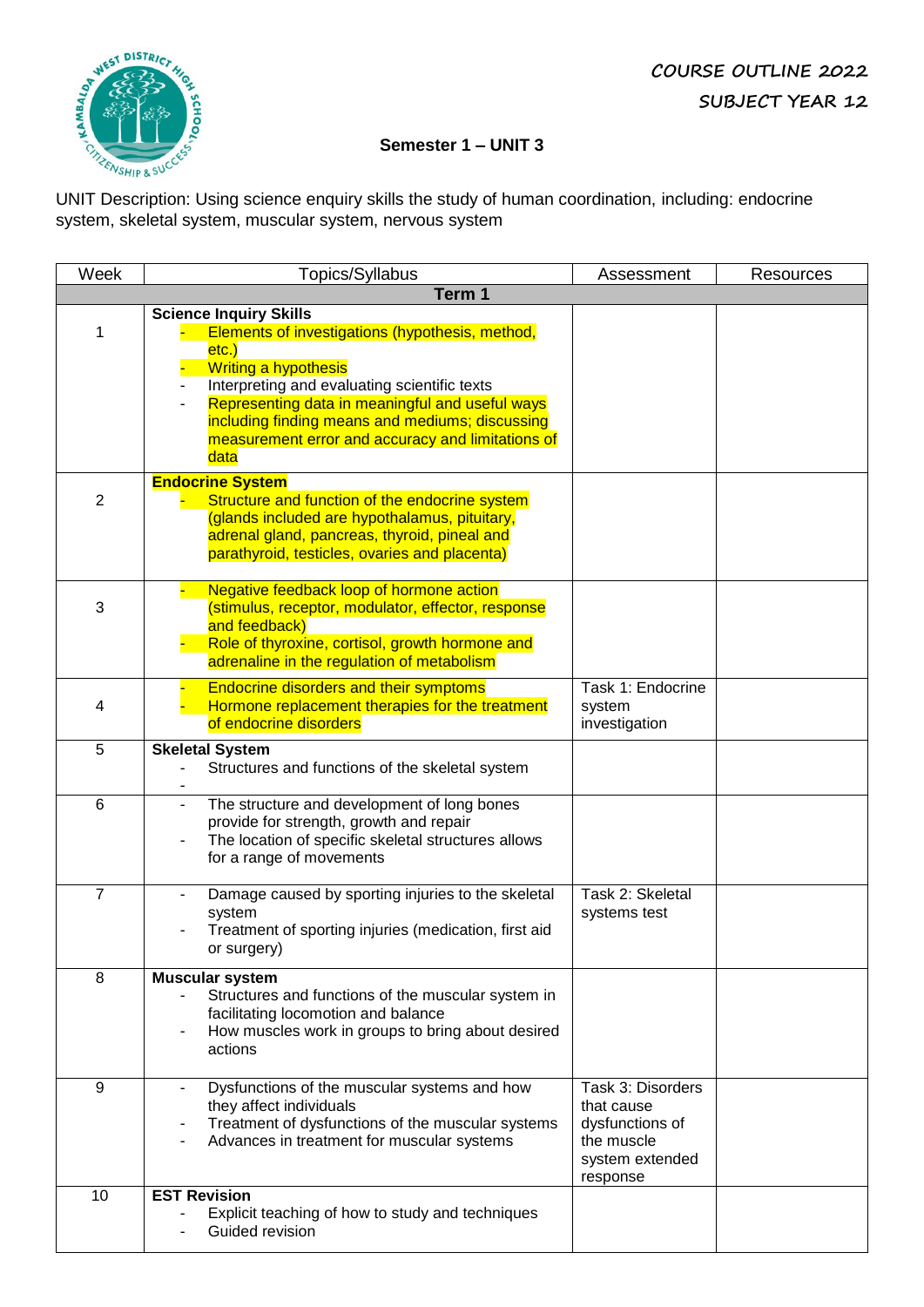COURSE OUTLINE 2022

SUBJECT YEAR 12

**Semester 1 – UNIT 3**

UNIT Description: Using science enquiry skills the study of human coordination, including: endocrine system, skeletal system, muscular system, nervous system

| Week | Topics/Syllabus | Assessment | Resources |
|---|---|---|---|
| **Term 1** | | | |
| 1 | **Science Inquiry Skills**<br>- Elements of investigations (hypothesis, method, etc.)<br>- Writing a hypothesis<br>- Interpreting and evaluating scientific texts<br>- Representing data in meaningful and useful ways including finding means and mediums; discussing measurement error and accuracy and limitations of data | | |
| 2 | **Endocrine System**<br>- Structure and function of the endocrine system (glands included are hypothalamus, pituitary, adrenal gland, pancreas, thyroid, pineal and parathyroid, testicles, ovaries and placenta) | | |
| 3 | - Negative feedback loop of hormone action (stimulus, receptor, modulator, effector, response and feedback)<br>- Role of thyroxine, cortisol, growth hormone and adrenaline in the regulation of metabolism | | |
| 4 | - Endocrine disorders and their symptoms<br>- Hormone replacement therapies for the treatment of endocrine disorders | Task 1: Endocrine system investigation | |
| 5 | **Skeletal System**<br>- Structures and functions of the skeletal system<br>- | | |
| 6 | - The structure and development of long bones provide for strength, growth and repair<br>- The location of specific skeletal structures allows for a range of movements | | |
| 7 | - Damage caused by sporting injuries to the skeletal system<br>- Treatment of sporting injuries (medication, first aid or surgery) | Task 2: Skeletal systems test | |
| 8 | **Muscular system**<br>- Structures and functions of the muscular system in facilitating locomotion and balance<br>- How muscles work in groups to bring about desired actions | | |
| 9 | - Dysfunctions of the muscular systems and how they affect individuals<br>- Treatment of dysfunctions of the muscular systems<br>- Advances in treatment for muscular systems | Task 3: Disorders that cause dysfunctions of the muscle system extended response | |
| 10 | **EST Revision**<br>- Explicit teaching of how to study and techniques<br>- Guided revision | | |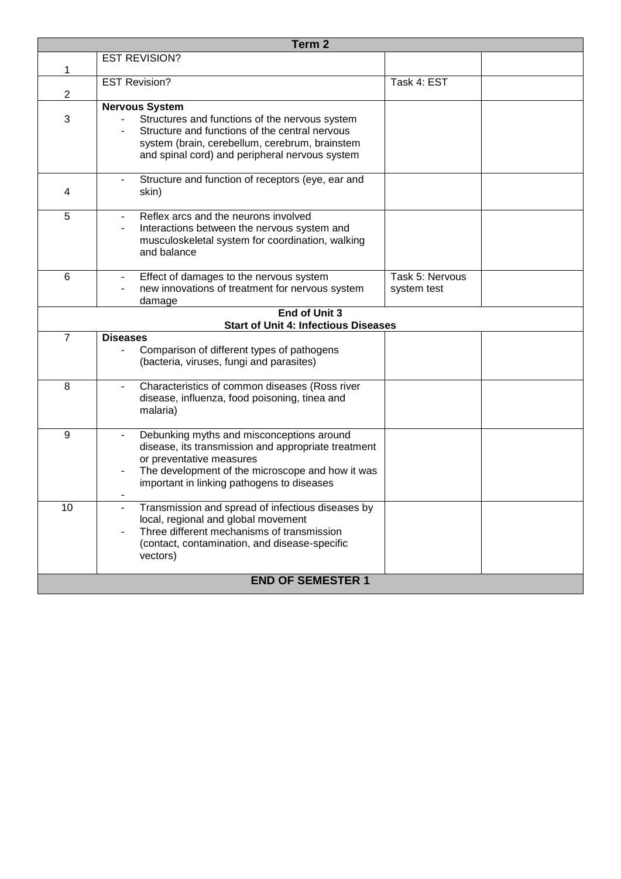| Term 2 | | | |
|---|---|---|---|
| 1 | EST REVISION? | | |
| 2 | EST Revision? | Task 4: EST | |
| 3 | **Nervous System**<br>- Structures and functions of the nervous system<br>- Structure and functions of the central nervous system (brain, cerebellum, cerebrum, brainstem and spinal cord) and peripheral nervous system | | |
| 4 | - Structure and function of receptors (eye, ear and skin) | | |
| 5 | - Reflex arcs and the neurons involved<br>- Interactions between the nervous system and musculoskeletal system for coordination, walking and balance | | |
| 6 | - Effect of damages to the nervous system<br>- new innovations of treatment for nervous system damage | Task 5: Nervous system test | |
| **End of Unit 3**<br>**Start of Unit 4: Infectious Diseases** | | | |
| 7 | **Diseases**<br>- Comparison of different types of pathogens (bacteria, viruses, fungi and parasites) | | |
| 8 | - Characteristics of common diseases (Ross river disease, influenza, food poisoning, tinea and malaria) | | |
| 9 | - Debunking myths and misconceptions around disease, its transmission and appropriate treatment or preventative measures<br>- The development of the microscope and how it was important in linking pathogens to diseases<br>- | | |
| 10 | - Transmission and spread of infectious diseases by local, regional and global movement<br>- Three different mechanisms of transmission (contact, contamination, and disease-specific vectors) | | |
| **END OF SEMESTER 1** | | | |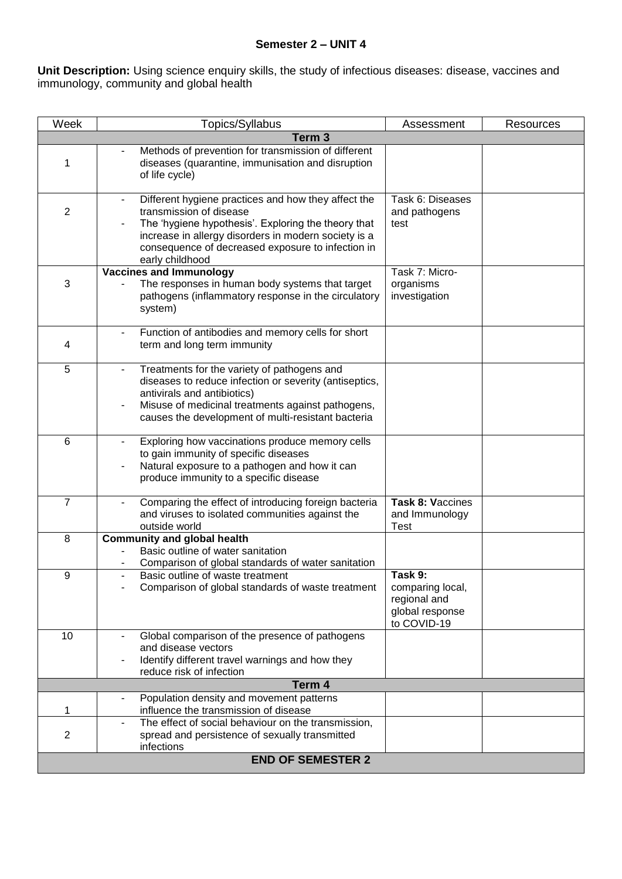## Semester 2 – UNIT 4

**Unit Description:** Using science enquiry skills, the study of infectious diseases: disease, vaccines and immunology, community and global health

| Week | Topics/Syllabus | Assessment | Resources |
|---|---|---|---|
| **Term 3** | | | |
| 1 | - Methods of prevention for transmission of different diseases (quarantine, immunisation and disruption of life cycle) | | |
| 2 | - Different hygiene practices and how they affect the transmission of disease<br>- The 'hygiene hypothesis'. Exploring the theory that increase in allergy disorders in modern society is a consequence of decreased exposure to infection in early childhood | Task 6: Diseases and pathogens test | |
| 3 | **Vaccines and Immunology**<br>- The responses in human body systems that target pathogens (inflammatory response in the circulatory system) | Task 7: Micro-organisms investigation | |
| 4 | - Function of antibodies and memory cells for short term and long term immunity | | |
| 5 | - Treatments for the variety of pathogens and diseases to reduce infection or severity (antiseptics, antivirals and antibiotics)<br>- Misuse of medicinal treatments against pathogens, causes the development of multi-resistant bacteria | | |
| 6 | - Exploring how vaccinations produce memory cells to gain immunity of specific diseases<br>- Natural exposure to a pathogen and how it can produce immunity to a specific disease | | |
| 7 | - Comparing the effect of introducing foreign bacteria and viruses to isolated communities against the outside world | **Task 8: V**accines and Immunology Test | |
| 8 | **Community and global health**<br>- Basic outline of water sanitation<br>- Comparison of global standards of water sanitation | | |
| 9 | - Basic outline of waste treatment<br>- Comparison of global standards of waste treatment | **Task 9:** comparing local, regional and global response to COVID-19 | |
| 10 | - Global comparison of the presence of pathogens and disease vectors<br>- Identify different travel warnings and how they reduce risk of infection | | |
| **Term 4** | | | |
| 1 | - Population density and movement patterns influence the transmission of disease | | |
| 2 | - The effect of social behaviour on the transmission, spread and persistence of sexually transmitted infections | | |
| **END OF SEMESTER 2** | | | |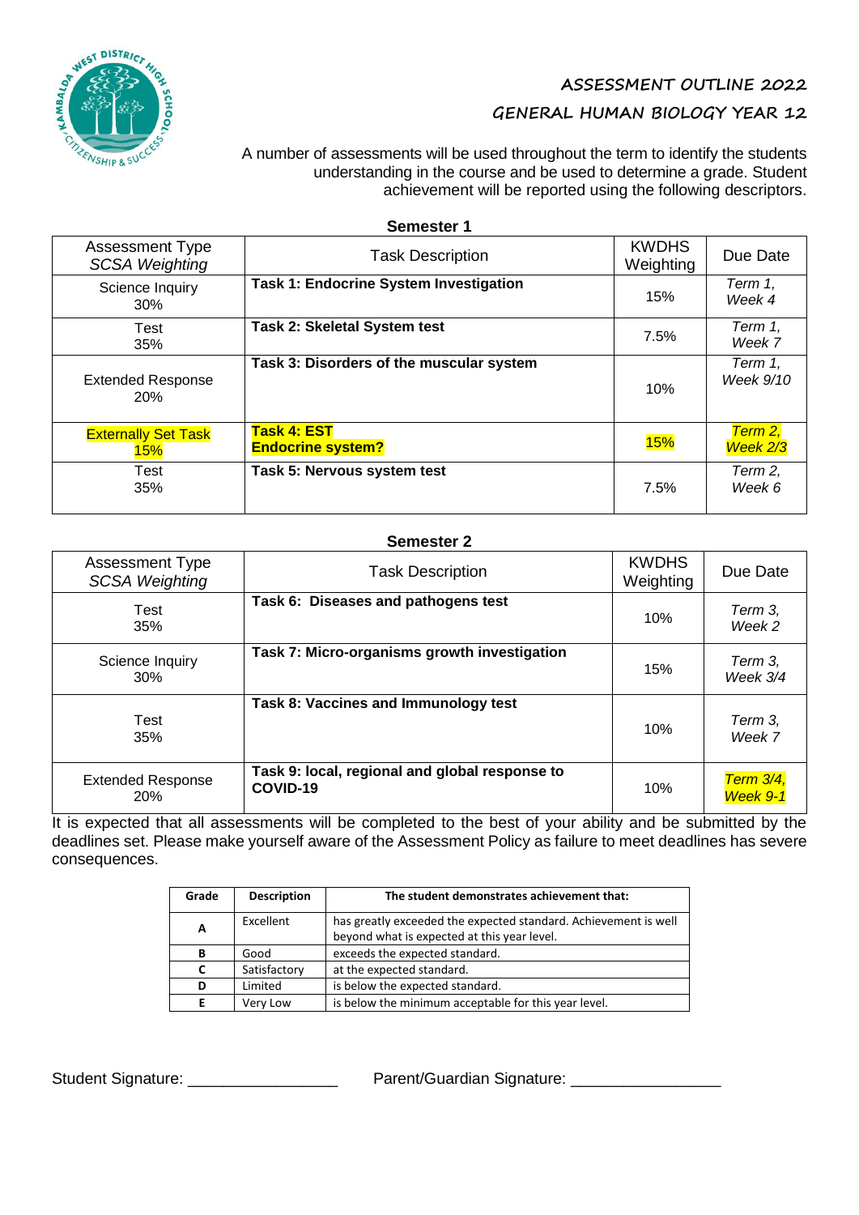# ASSESSMENT OUTLINE 2022

# GENERAL HUMAN BIOLOGY YEAR 12

A number of assessments will be used throughout the term to identify the students understanding in the course and be used to determine a grade. Student achievement will be reported using the following descriptors.

**Semester 1**

| Assessment Type *SCSA Weighting* | Task Description | KWDHS Weighting | Due Date |
|---|---|---|---|
| Science Inquiry 30% | **Task 1: Endocrine System Investigation** | 15% | *Term 1, Week 4* |
| Test 35% | **Task 2: Skeletal System test** | 7.5% | *Term 1, Week 7* |
| Extended Response 20% | **Task 3: Disorders of the muscular system** | 10% | *Term 1, Week 9/10* |
| Externally Set Task 15% | **Task 4: EST Endocrine system?** | 15% | *Term 2, Week 2/3* |
| Test 35% | **Task 5: Nervous system test** | 7.5% | *Term 2, Week 6* |

**Semester 2**

| Assessment Type *SCSA Weighting* | Task Description | KWDHS Weighting | Due Date |
|---|---|---|---|
| Test 35% | **Task 6: Diseases and pathogens test** | 10% | *Term 3, Week 2* |
| Science Inquiry 30% | **Task 7: Micro-organisms growth investigation** | 15% | *Term 3, Week 3/4* |
| Test 35% | **Task 8: Vaccines and Immunology test** | 10% | *Term 3, Week 7* |
| Extended Response 20% | **Task 9: local, regional and global response to COVID-19** | 10% | *Term 3/4, Week 9-1* |

It is expected that all assessments will be completed to the best of your ability and be submitted by the deadlines set. Please make yourself aware of the Assessment Policy as failure to meet deadlines has severe consequences.

| Grade | Description | The student demonstrates achievement that: |
|---|---|---|
| **A** | Excellent | has greatly exceeded the expected standard. Achievement is well beyond what is expected at this year level. |
| **B** | Good | exceeds the expected standard. |
| **C** | Satisfactory | at the expected standard. |
| **D** | Limited | is below the expected standard. |
| **E** | Very Low | is below the minimum acceptable for this year level. |

Student Signature: _________________ Parent/Guardian Signature: _________________